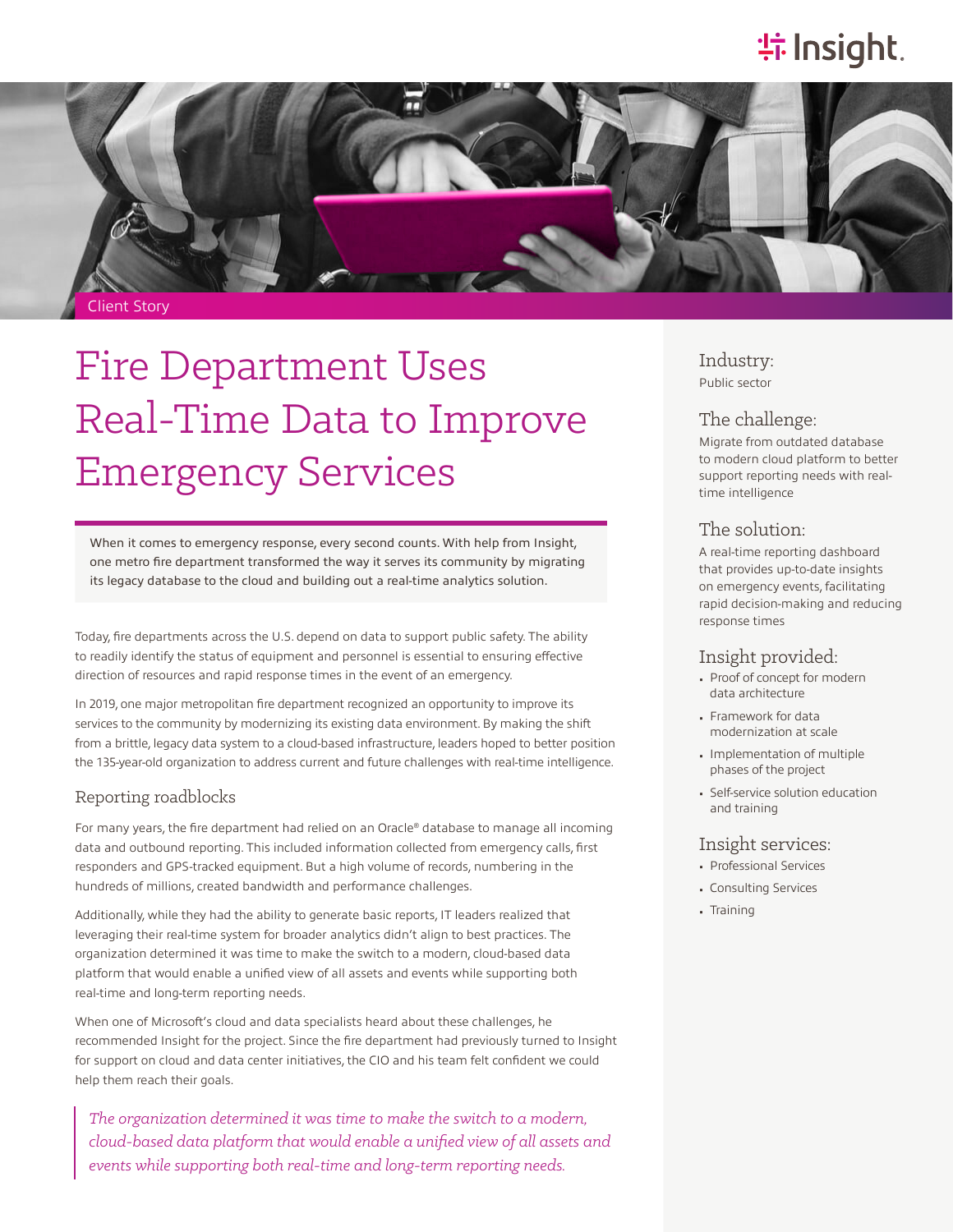Client Story

# Fire Department Uses Real-Time Data to Improve Emergency Services

When it comes to emergency response, every second counts. With help from Insight, one metro fire department transformed the way it serves its community by migrating its legacy database to the cloud and building out a real-time analytics solution.

Today, fire departments across the U.S. depend on data to support public safety. The ability to readily identify the status of equipment and personnel is essential to ensuring effective direction of resources and rapid response times in the event of an emergency.

In 2019, one major metropolitan fire department recognized an opportunity to improve its services to the community by modernizing its existing data environment. By making the shift from a brittle, legacy data system to a cloud-based infrastructure, leaders hoped to better position the 135-year-old organization to address current and future challenges with real-time intelligence.

## Reporting roadblocks

For many years, the fire department had relied on an Oracle® database to manage all incoming data and outbound reporting. This included information collected from emergency calls, first responders and GPS-tracked equipment. But a high volume of records, numbering in the hundreds of millions, created bandwidth and performance challenges.

Additionally, while they had the ability to generate basic reports, IT leaders realized that leveraging their real-time system for broader analytics didn't align to best practices. The organization determined it was time to make the switch to a modern, cloud-based data platform that would enable a unified view of all assets and events while supporting both real-time and long-term reporting needs.

When one of Microsoft's cloud and data specialists heard about these challenges, he recommended Insight for the project. Since the fire department had previously turned to Insight for support on cloud and data center initiatives, the CIO and his team felt confident we could help them reach their goals.

> *The organization determined it was time to make the switch to a modern, cloud-based data platform that would enable a unified view of all assets and events while supporting both real-time and long-term reporting needs.*

### Industry:

Public sector

### The challenge:

Migrate from outdated database to modern cloud platform to better support reporting needs with real-time intelligence

### The solution:

A real-time reporting dashboard that provides up-to-date insights on emergency events, facilitating rapid decision-making and reducing response times

### Insight provided:

- Proof of concept for modern data architecture
- Framework for data modernization at scale
- Implementation of multiple phases of the project
- Self-service solution education and training

### Insight services:

- Professional Services
- Consulting Services
- Training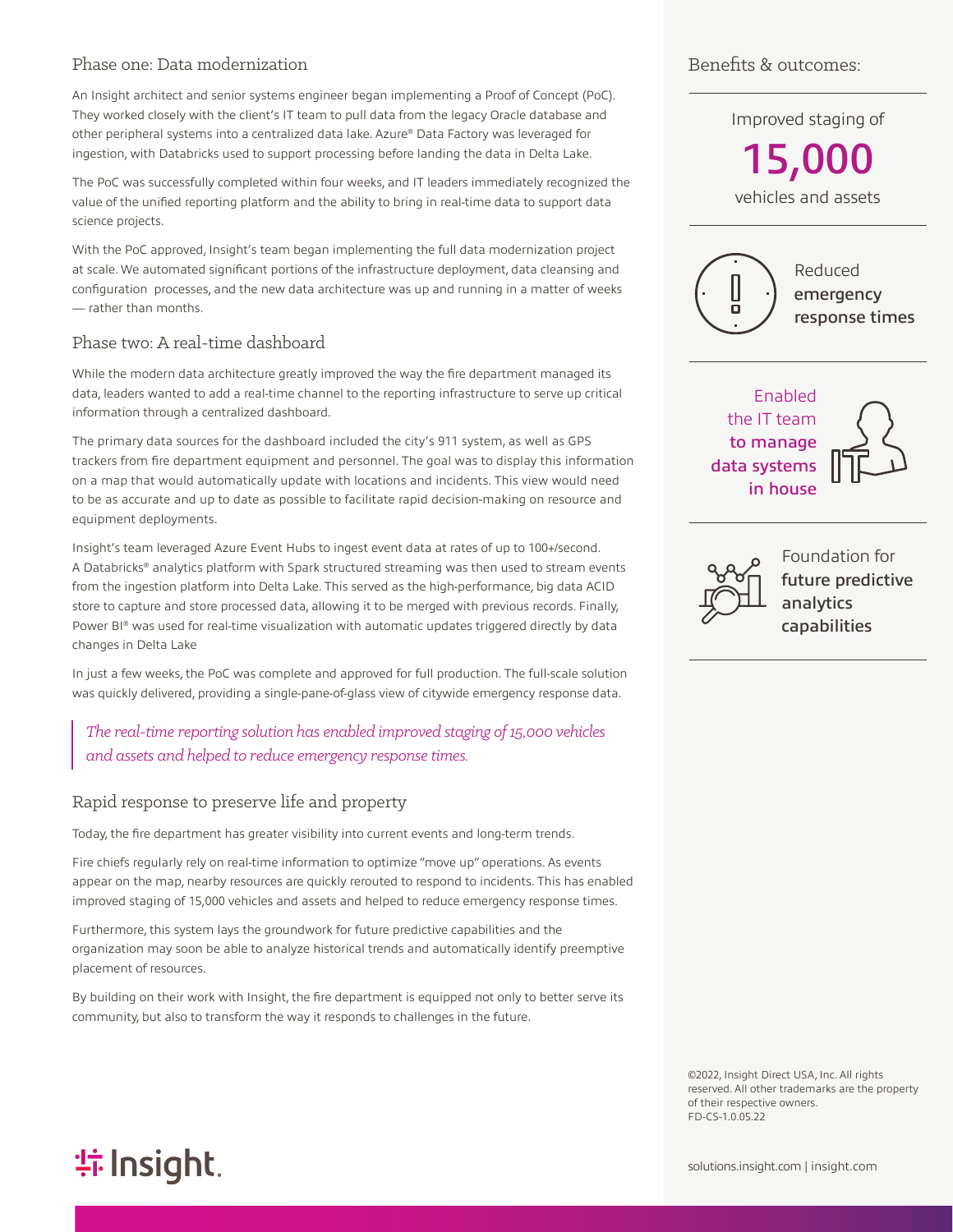## Phase one: Data modernization

An Insight architect and senior systems engineer began implementing a Proof of Concept (PoC). They worked closely with the client's IT team to pull data from the legacy Oracle database and other peripheral systems into a centralized data lake. Azure® Data Factory was leveraged for ingestion, with Databricks used to support processing before landing the data in Delta Lake.

The PoC was successfully completed within four weeks, and IT leaders immediately recognized the value of the unified reporting platform and the ability to bring in real-time data to support data science projects.

With the PoC approved, Insight's team began implementing the full data modernization project at scale. We automated significant portions of the infrastructure deployment, data cleansing and configuration processes, and the new data architecture was up and running in a matter of weeks — rather than months.

## Phase two: A real-time dashboard

While the modern data architecture greatly improved the way the fire department managed its data, leaders wanted to add a real-time channel to the reporting infrastructure to serve up critical information through a centralized dashboard.

The primary data sources for the dashboard included the city's 911 system, as well as GPS trackers from fire department equipment and personnel. The goal was to display this information on a map that would automatically update with locations and incidents. This view would need to be as accurate and up to date as possible to facilitate rapid decision-making on resource and equipment deployments.

Insight's team leveraged Azure Event Hubs to ingest event data at rates of up to 100+/second. A Databricks® analytics platform with Spark structured streaming was then used to stream events from the ingestion platform into Delta Lake. This served as the high-performance, big data ACID store to capture and store processed data, allowing it to be merged with previous records. Finally, Power BI® was used for real-time visualization with automatic updates triggered directly by data changes in Delta Lake

In just a few weeks, the PoC was complete and approved for full production. The full-scale solution was quickly delivered, providing a single-pane-of-glass view of citywide emergency response data.

> *The real-time reporting solution has enabled improved staging of 15,000 vehicles and assets and helped to reduce emergency response times.*

## Rapid response to preserve life and property

Today, the fire department has greater visibility into current events and long-term trends.

Fire chiefs regularly rely on real-time information to optimize "move up" operations. As events appear on the map, nearby resources are quickly rerouted to respond to incidents. This has enabled improved staging of 15,000 vehicles and assets and helped to reduce emergency response times.

Furthermore, this system lays the groundwork for future predictive capabilities and the organization may soon be able to analyze historical trends and automatically identify preemptive placement of resources.

By building on their work with Insight, the fire department is equipped not only to better serve its community, but also to transform the way it responds to challenges in the future.

## Benefits & outcomes:

Improved staging of **15,000** vehicles and assets

Reduced **emergency response times**

Enabled the IT team **to manage data systems in house**

Foundation for **future predictive analytics capabilities**

©2022, Insight Direct USA, Inc. All rights reserved. All other trademarks are the property of their respective owners.
FD-CS-1.0.05.22

Insight.

solutions.insight.com | insight.com